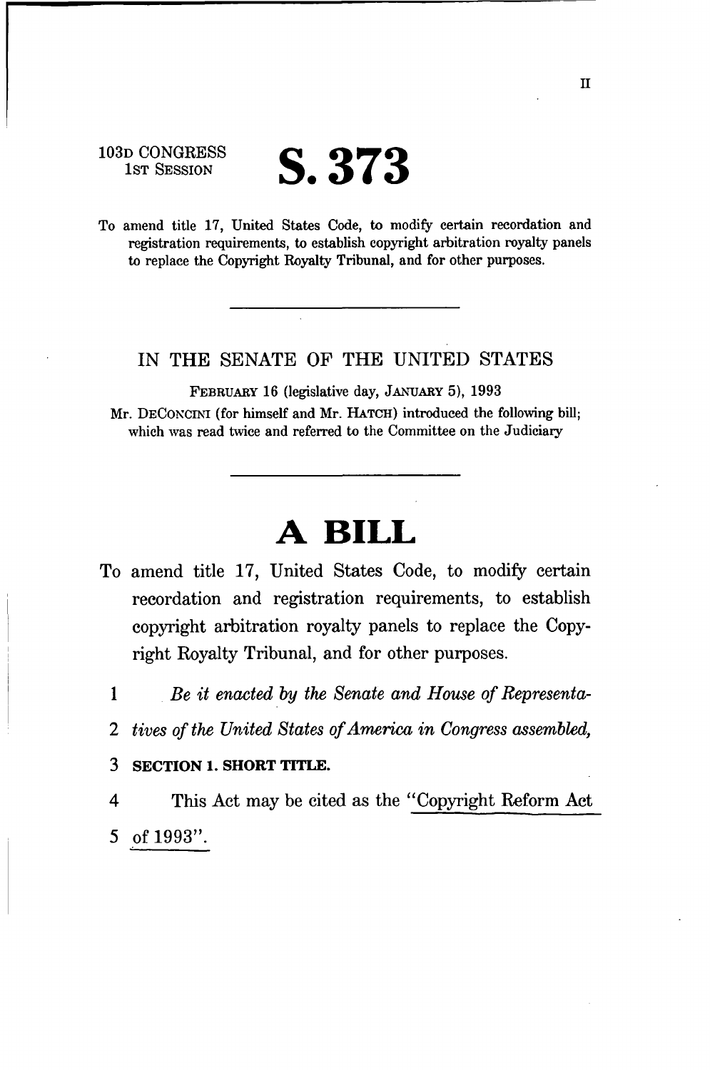II

103D CONGRESS
1ST SESSION

# S. 373

To amend title 17, United States Code, to modify certain recordation and registration requirements, to establish copyright arbitration royalty panels to replace the Copyright Royalty Tribunal, and for other purposes.

---

IN THE SENATE OF THE UNITED STATES

FEBRUARY 16 (legislative day, JANUARY 5), 1993

Mr. DECONCINI (for himself and Mr. HATCH) introduced the following bill; which was read twice and referred to the Committee on the Judiciary

---

# A BILL

To amend title 17, United States Code, to modify certain recordation and registration requirements, to establish copyright arbitration royalty panels to replace the Copyright Royalty Tribunal, and for other purposes.

1 *Be it enacted by the Senate and House of Representa-*
2 *tives of the United States of America in Congress assembled,*

3 **SECTION 1. SHORT TITLE.**

4 This Act may be cited as the "Copyright Reform Act
5 of 1993".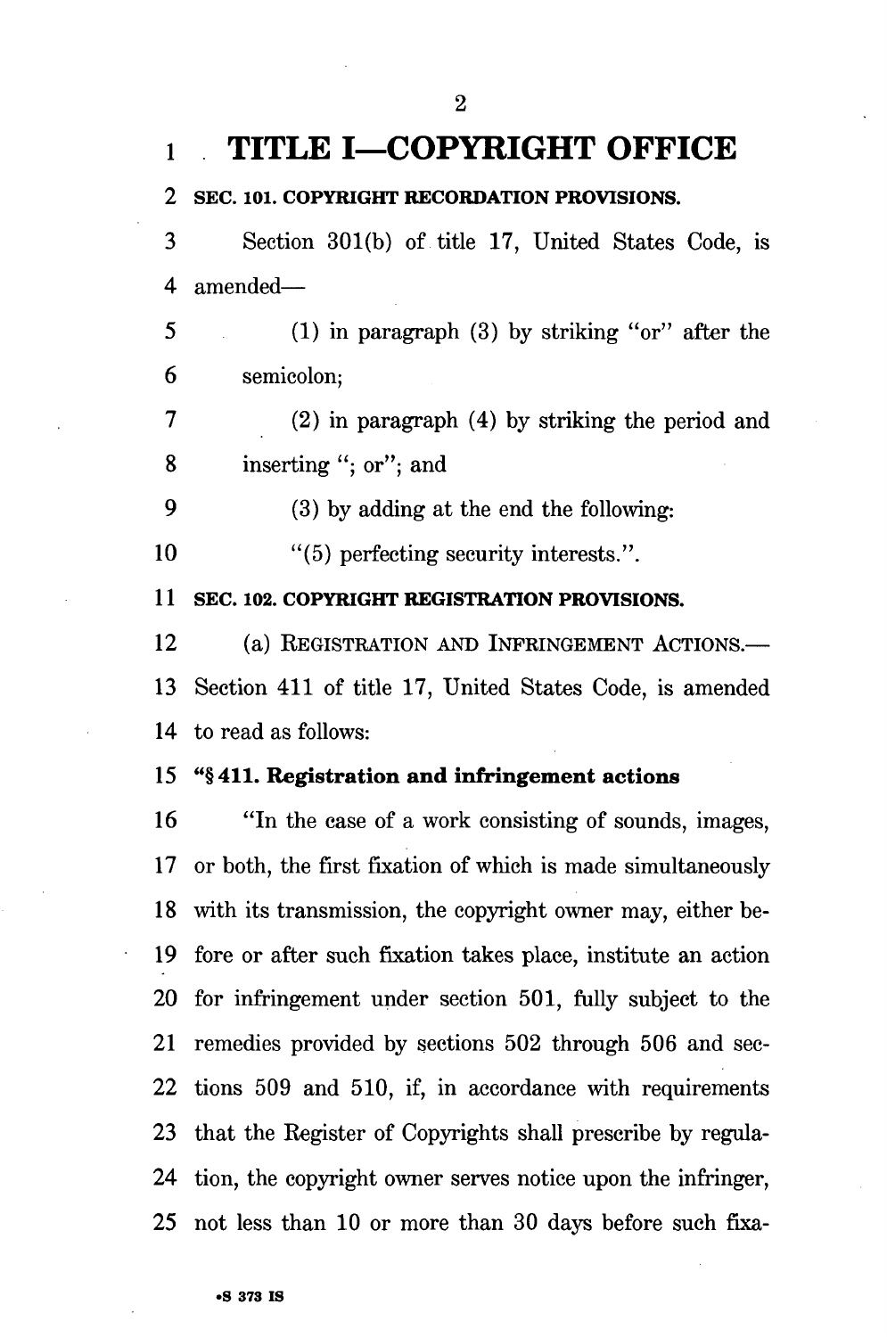# TITLE I—COPYRIGHT OFFICE

**SEC. 101. COPYRIGHT RECORDATION PROVISIONS.**

Section 301(b) of title 17, United States Code, is amended—

(1) in paragraph (3) by striking "or" after the semicolon;

(2) in paragraph (4) by striking the period and inserting "; or"; and

(3) by adding at the end the following:

"(5) perfecting security interests.".

**SEC. 102. COPYRIGHT REGISTRATION PROVISIONS.**

(a) REGISTRATION AND INFRINGEMENT ACTIONS.—Section 411 of title 17, United States Code, is amended to read as follows:

**"§ 411. Registration and infringement actions**

"In the case of a work consisting of sounds, images, or both, the first fixation of which is made simultaneously with its transmission, the copyright owner may, either before or after such fixation takes place, institute an action for infringement under section 501, fully subject to the remedies provided by sections 502 through 506 and sections 509 and 510, if, in accordance with requirements that the Register of Copyrights shall prescribe by regulation, the copyright owner serves notice upon the infringer, not less than 10 or more than 30 days before such fixa-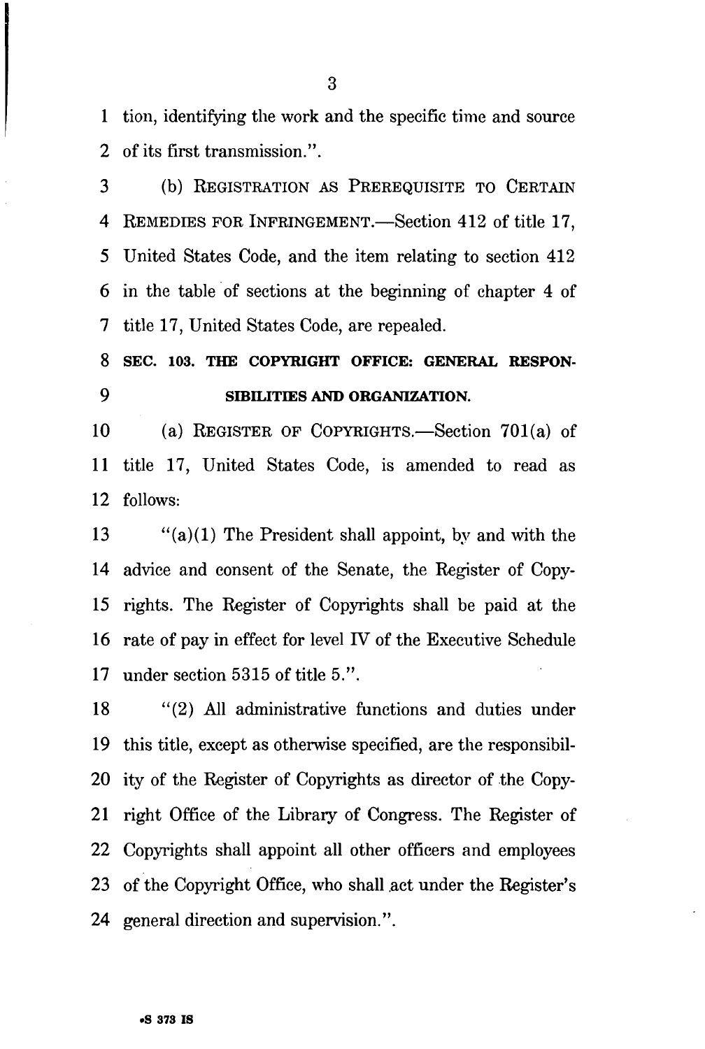tion, identifying the work and the specific time and source of its first transmission.".

(b) REGISTRATION AS PREREQUISITE TO CERTAIN REMEDIES FOR INFRINGEMENT.—Section 412 of title 17, United States Code, and the item relating to section 412 in the table of sections at the beginning of chapter 4 of title 17, United States Code, are repealed.

**SEC. 103. THE COPYRIGHT OFFICE: GENERAL RESPONSIBILITIES AND ORGANIZATION.**

(a) REGISTER OF COPYRIGHTS.—Section 701(a) of title 17, United States Code, is amended to read as follows:

"(a)(1) The President shall appoint, by and with the advice and consent of the Senate, the Register of Copyrights. The Register of Copyrights shall be paid at the rate of pay in effect for level IV of the Executive Schedule under section 5315 of title 5.".

"(2) All administrative functions and duties under this title, except as otherwise specified, are the responsibility of the Register of Copyrights as director of the Copyright Office of the Library of Congress. The Register of Copyrights shall appoint all other officers and employees of the Copyright Office, who shall act under the Register's general direction and supervision.".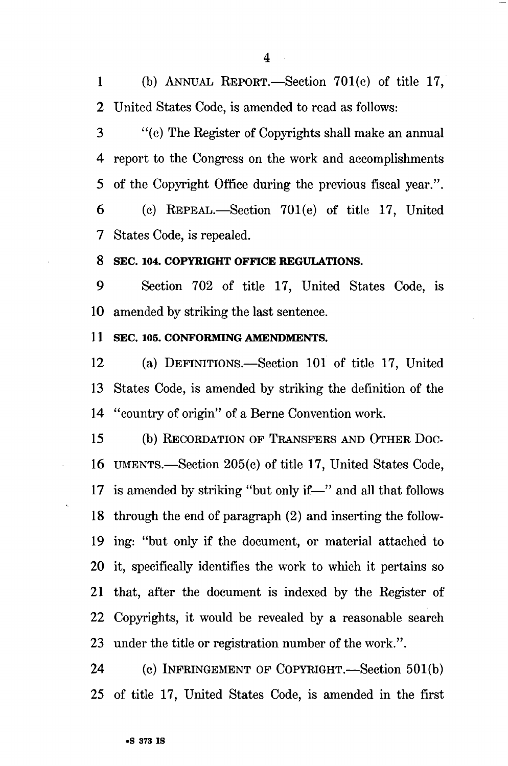(b) ANNUAL REPORT.—Section 701(c) of title 17, United States Code, is amended to read as follows:

"(c) The Register of Copyrights shall make an annual report to the Congress on the work and accomplishments of the Copyright Office during the previous fiscal year.".

(c) REPEAL.—Section 701(e) of title 17, United States Code, is repealed.

**SEC. 104. COPYRIGHT OFFICE REGULATIONS.**

Section 702 of title 17, United States Code, is amended by striking the last sentence.

**SEC. 105. CONFORMING AMENDMENTS.**

(a) DEFINITIONS.—Section 101 of title 17, United States Code, is amended by striking the definition of the "country of origin" of a Berne Convention work.

(b) RECORDATION OF TRANSFERS AND OTHER DOCUMENTS.—Section 205(c) of title 17, United States Code, is amended by striking "but only if—" and all that follows through the end of paragraph (2) and inserting the following: "but only if the document, or material attached to it, specifically identifies the work to which it pertains so that, after the document is indexed by the Register of Copyrights, it would be revealed by a reasonable search under the title or registration number of the work.".

(c) INFRINGEMENT OF COPYRIGHT.—Section 501(b) of title 17, United States Code, is amended in the first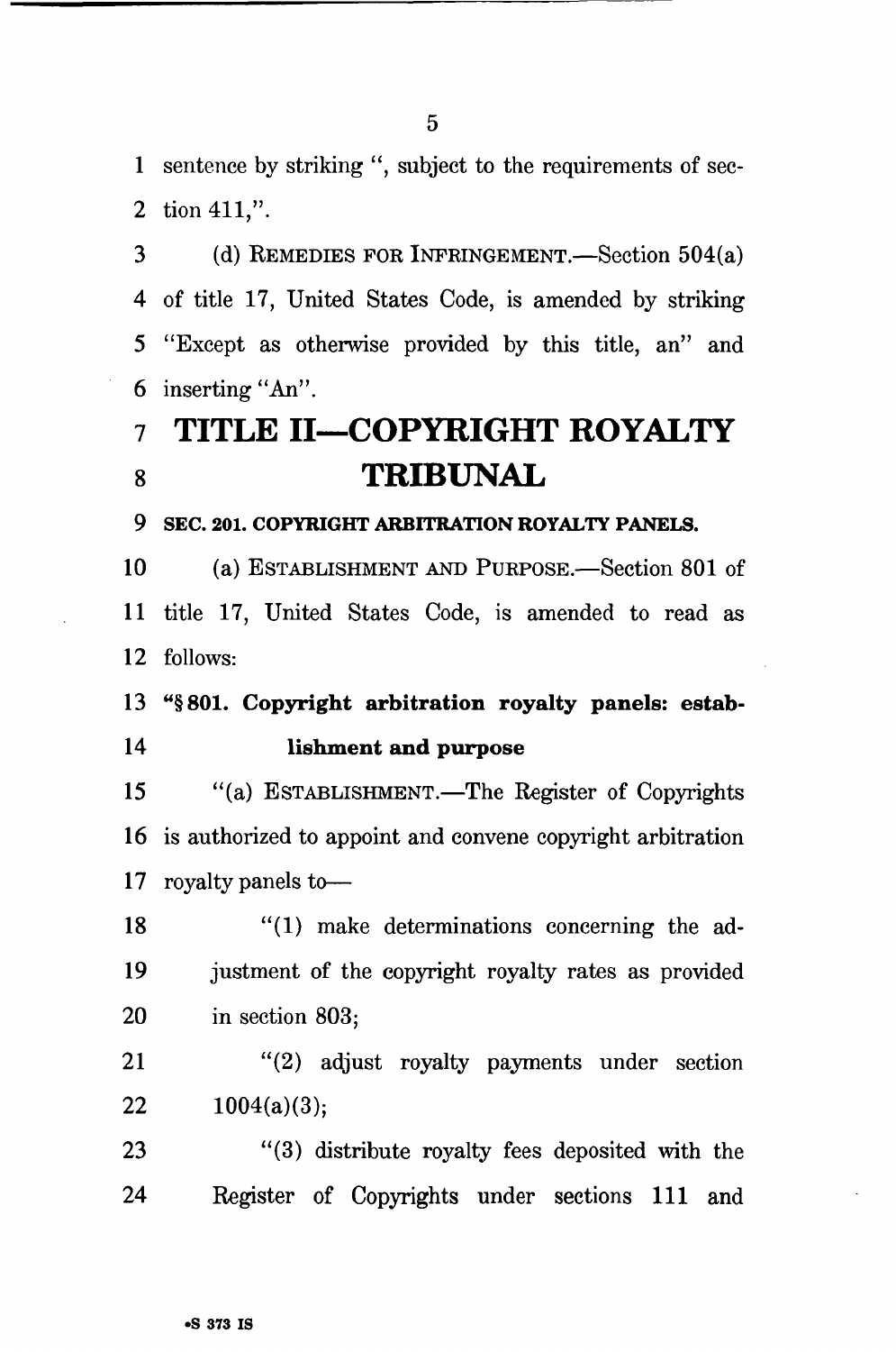sentence by striking ", subject to the requirements of section 411,".

(d) REMEDIES FOR INFRINGEMENT.—Section 504(a) of title 17, United States Code, is amended by striking "Except as otherwise provided by this title, an" and inserting "An".

# TITLE II—COPYRIGHT ROYALTY TRIBUNAL

**SEC. 201. COPYRIGHT ARBITRATION ROYALTY PANELS.**

(a) ESTABLISHMENT AND PURPOSE.—Section 801 of title 17, United States Code, is amended to read as follows:

**"§ 801. Copyright arbitration royalty panels: establishment and purpose**

"(a) ESTABLISHMENT.—The Register of Copyrights is authorized to appoint and convene copyright arbitration royalty panels to—

"(1) make determinations concerning the adjustment of the copyright royalty rates as provided in section 803;

"(2) adjust royalty payments under section 1004(a)(3);

"(3) distribute royalty fees deposited with the Register of Copyrights under sections 111 and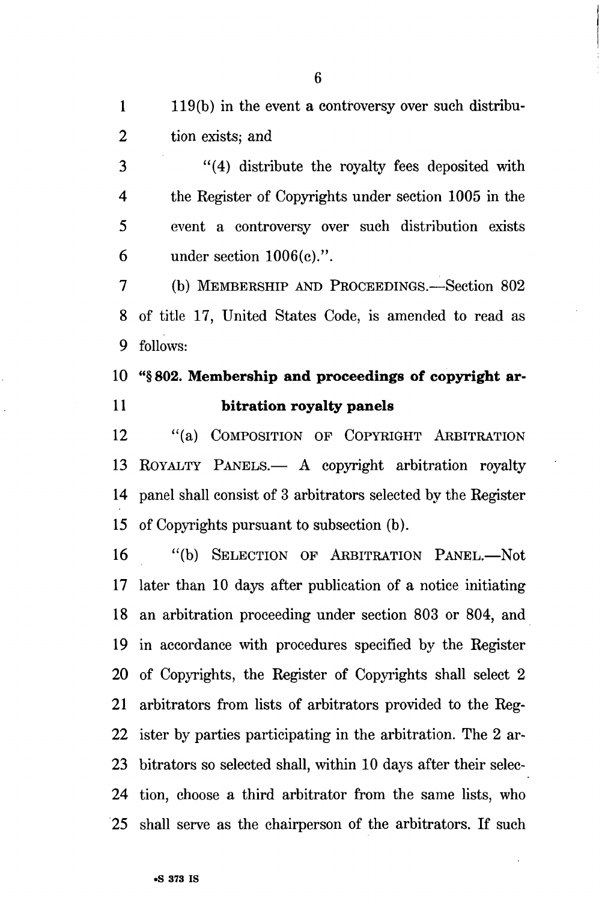119(b) in the event a controversy over such distribution exists; and

"(4) distribute the royalty fees deposited with the Register of Copyrights under section 1005 in the event a controversy over such distribution exists under section 1006(c).".

(b) MEMBERSHIP AND PROCEEDINGS.—Section 802 of title 17, United States Code, is amended to read as follows:

**"§ 802. Membership and proceedings of copyright arbitration royalty panels**

"(a) COMPOSITION OF COPYRIGHT ARBITRATION ROYALTY PANELS.— A copyright arbitration royalty panel shall consist of 3 arbitrators selected by the Register of Copyrights pursuant to subsection (b).

"(b) SELECTION OF ARBITRATION PANEL.—Not later than 10 days after publication of a notice initiating an arbitration proceeding under section 803 or 804, and in accordance with procedures specified by the Register of Copyrights, the Register of Copyrights shall select 2 arbitrators from lists of arbitrators provided to the Register by parties participating in the arbitration. The 2 arbitrators so selected shall, within 10 days after their selection, choose a third arbitrator from the same lists, who shall serve as the chairperson of the arbitrators. If such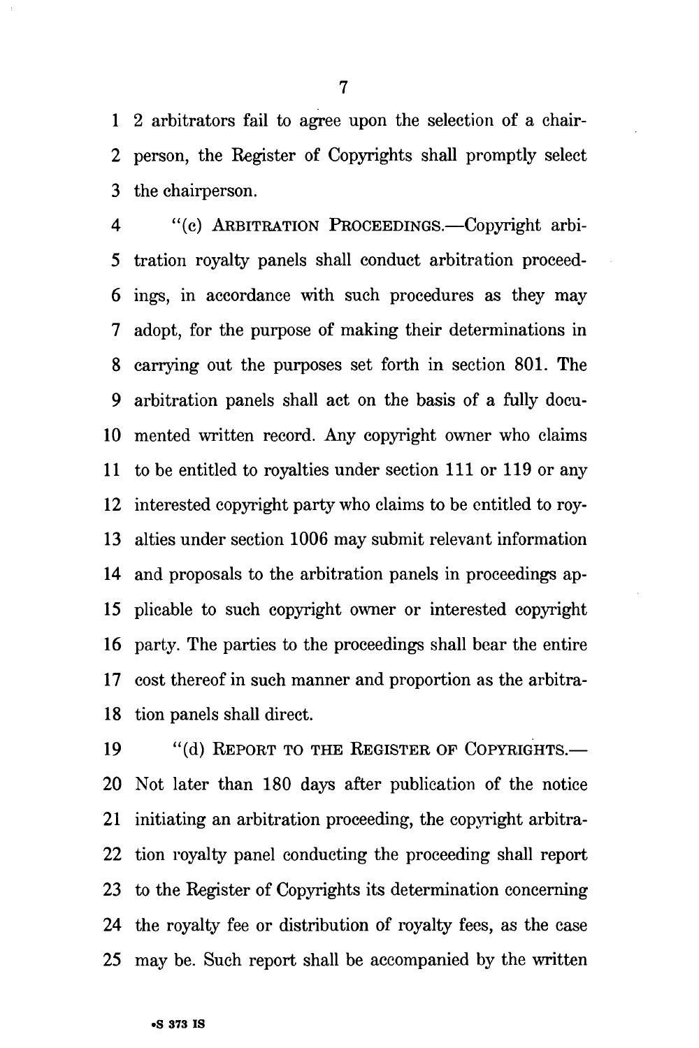2 arbitrators fail to agree upon the selection of a chairperson, the Register of Copyrights shall promptly select the chairperson.

"(c) ARBITRATION PROCEEDINGS.—Copyright arbitration royalty panels shall conduct arbitration proceedings, in accordance with such procedures as they may adopt, for the purpose of making their determinations in carrying out the purposes set forth in section 801. The arbitration panels shall act on the basis of a fully documented written record. Any copyright owner who claims to be entitled to royalties under section 111 or 119 or any interested copyright party who claims to be entitled to royalties under section 1006 may submit relevant information and proposals to the arbitration panels in proceedings applicable to such copyright owner or interested copyright party. The parties to the proceedings shall bear the entire cost thereof in such manner and proportion as the arbitration panels shall direct.

"(d) REPORT TO THE REGISTER OF COPYRIGHTS.—Not later than 180 days after publication of the notice initiating an arbitration proceeding, the copyright arbitration royalty panel conducting the proceeding shall report to the Register of Copyrights its determination concerning the royalty fee or distribution of royalty fees, as the case may be. Such report shall be accompanied by the written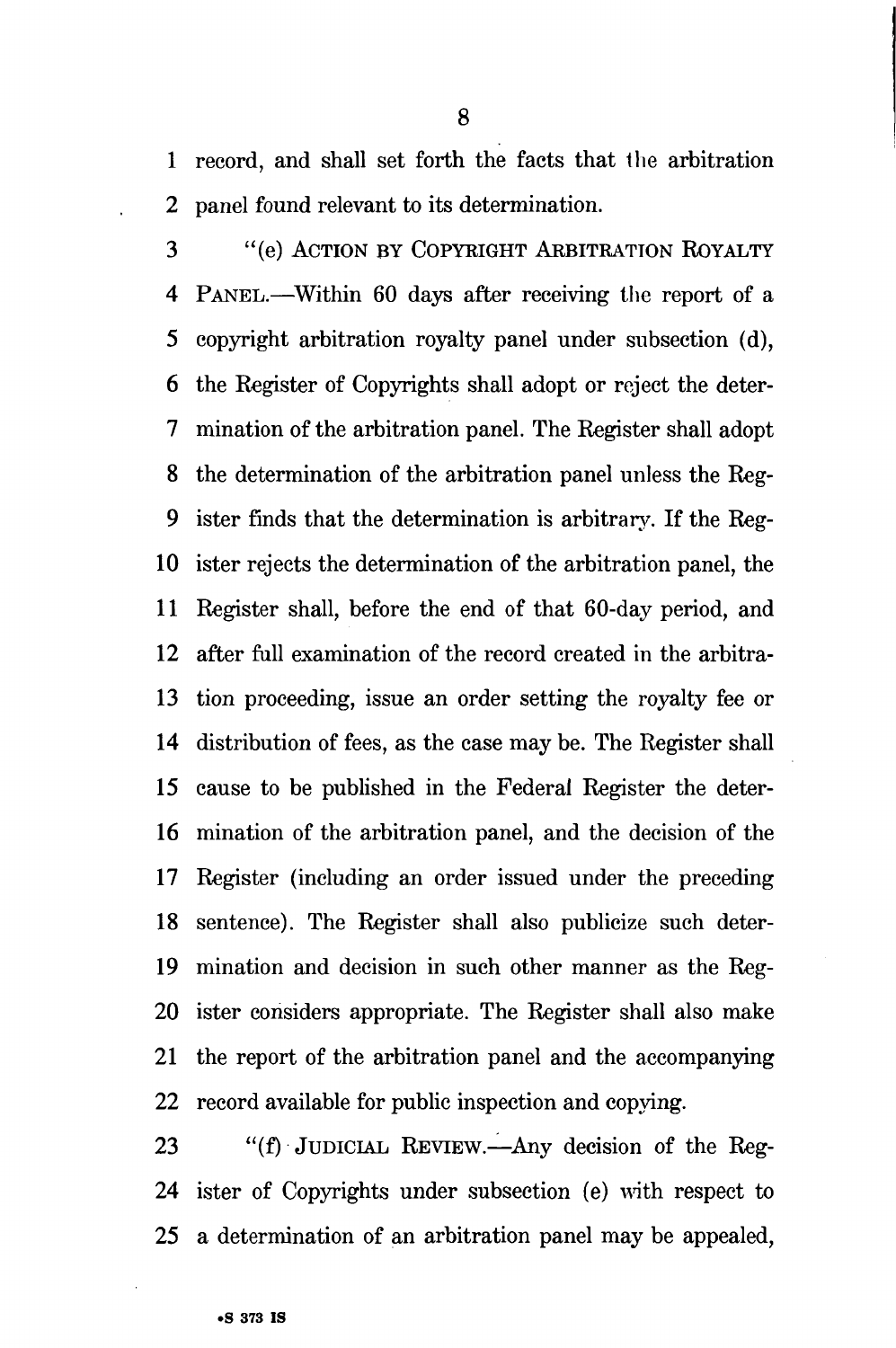record, and shall set forth the facts that the arbitration panel found relevant to its determination.

"(e) ACTION BY COPYRIGHT ARBITRATION ROYALTY PANEL.—Within 60 days after receiving the report of a copyright arbitration royalty panel under subsection (d), the Register of Copyrights shall adopt or reject the determination of the arbitration panel. The Register shall adopt the determination of the arbitration panel unless the Register finds that the determination is arbitrary. If the Register rejects the determination of the arbitration panel, the Register shall, before the end of that 60-day period, and after full examination of the record created in the arbitration proceeding, issue an order setting the royalty fee or distribution of fees, as the case may be. The Register shall cause to be published in the Federal Register the determination of the arbitration panel, and the decision of the Register (including an order issued under the preceding sentence). The Register shall also publicize such determination and decision in such other manner as the Register considers appropriate. The Register shall also make the report of the arbitration panel and the accompanying record available for public inspection and copying.

"(f) JUDICIAL REVIEW.—Any decision of the Register of Copyrights under subsection (e) with respect to a determination of an arbitration panel may be appealed,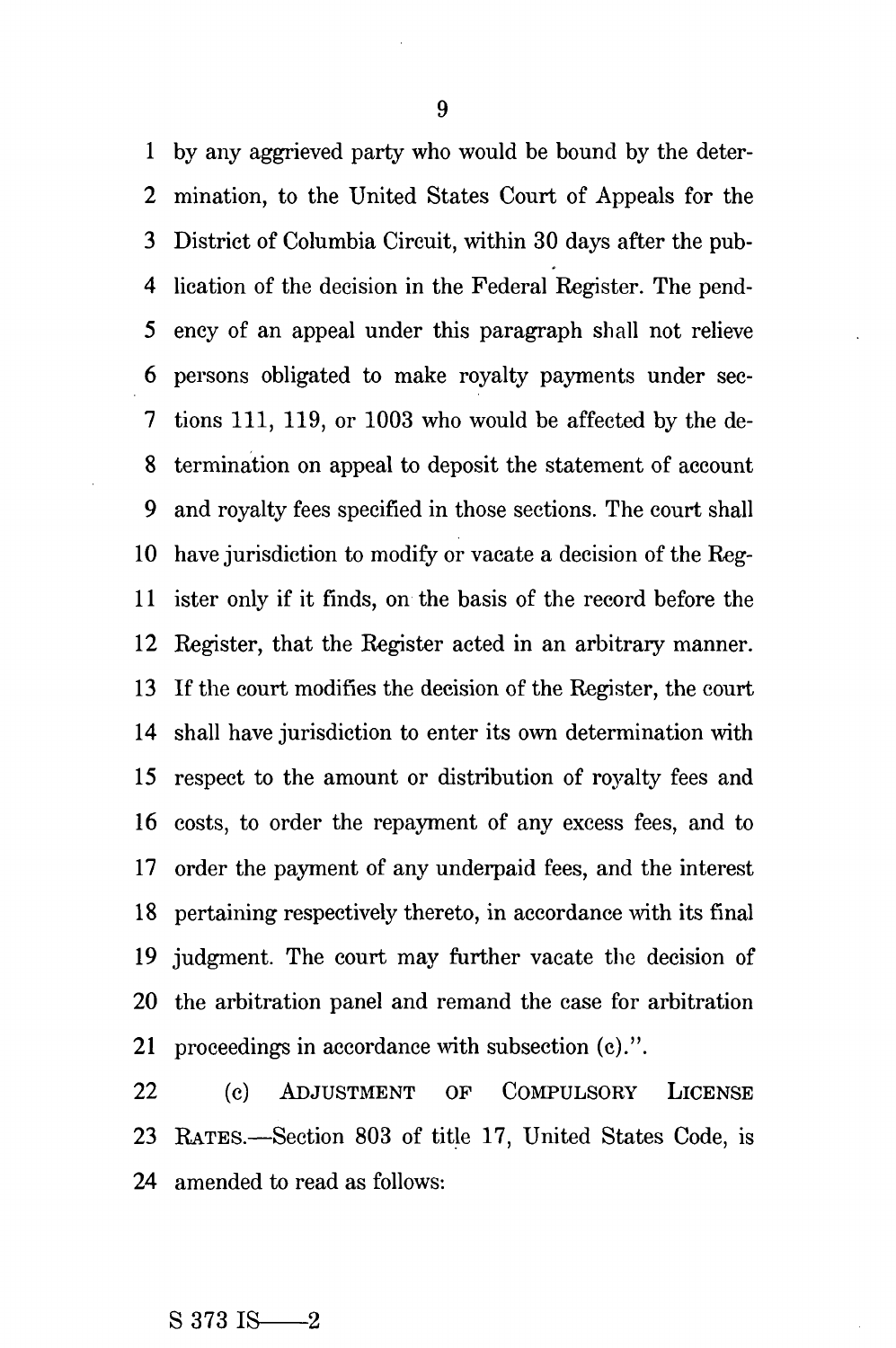by any aggrieved party who would be bound by the determination, to the United States Court of Appeals for the District of Columbia Circuit, within 30 days after the publication of the decision in the Federal Register. The pendency of an appeal under this paragraph shall not relieve persons obligated to make royalty payments under sections 111, 119, or 1003 who would be affected by the determination on appeal to deposit the statement of account and royalty fees specified in those sections. The court shall have jurisdiction to modify or vacate a decision of the Register only if it finds, on the basis of the record before the Register, that the Register acted in an arbitrary manner. If the court modifies the decision of the Register, the court shall have jurisdiction to enter its own determination with respect to the amount or distribution of royalty fees and costs, to order the repayment of any excess fees, and to order the payment of any underpaid fees, and the interest pertaining respectively thereto, in accordance with its final judgment. The court may further vacate the decision of the arbitration panel and remand the case for arbitration proceedings in accordance with subsection (c).".

(c) ADJUSTMENT OF COMPULSORY LICENSE RATES.—Section 803 of title 17, United States Code, is amended to read as follows: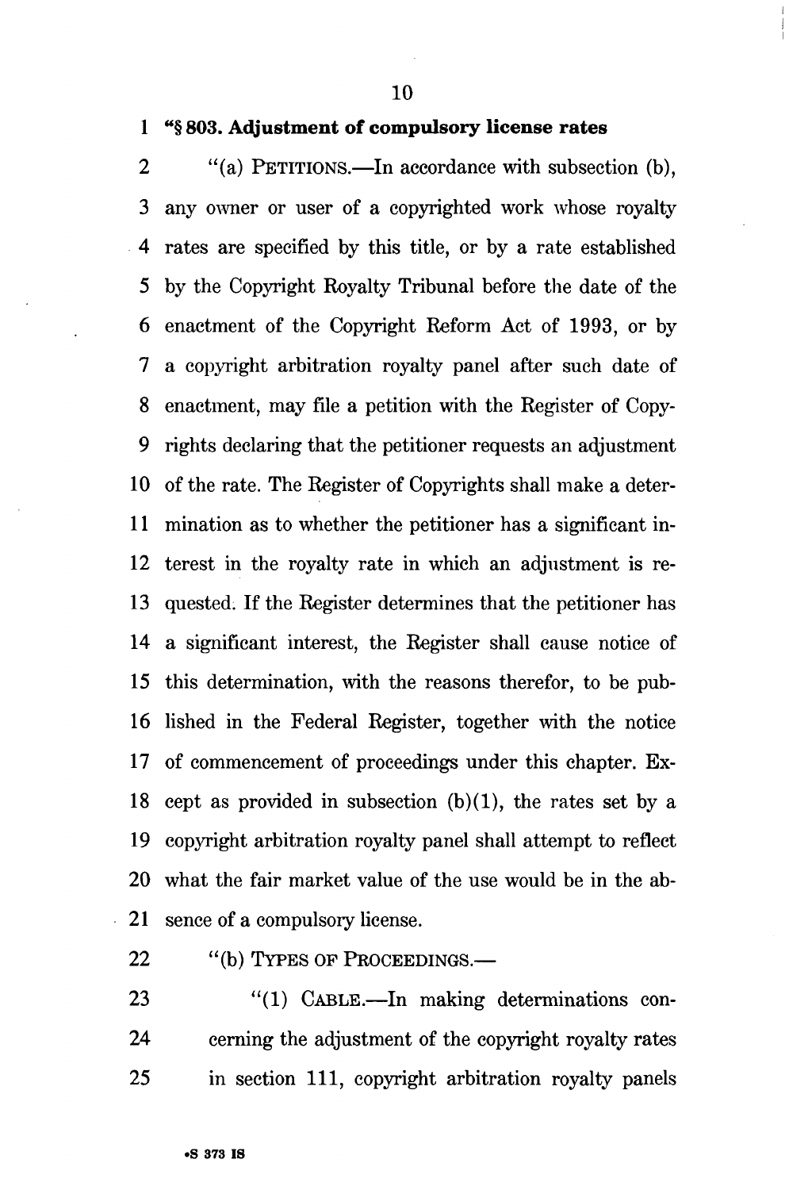**"§ 803. Adjustment of compulsory license rates**

"(a) PETITIONS.—In accordance with subsection (b), any owner or user of a copyrighted work whose royalty rates are specified by this title, or by a rate established by the Copyright Royalty Tribunal before the date of the enactment of the Copyright Reform Act of 1993, or by a copyright arbitration royalty panel after such date of enactment, may file a petition with the Register of Copyrights declaring that the petitioner requests an adjustment of the rate. The Register of Copyrights shall make a determination as to whether the petitioner has a significant interest in the royalty rate in which an adjustment is requested. If the Register determines that the petitioner has a significant interest, the Register shall cause notice of this determination, with the reasons therefor, to be published in the Federal Register, together with the notice of commencement of proceedings under this chapter. Except as provided in subsection (b)(1), the rates set by a copyright arbitration royalty panel shall attempt to reflect what the fair market value of the use would be in the absence of a compulsory license.

"(b) TYPES OF PROCEEDINGS.—

"(1) CABLE.—In making determinations concerning the adjustment of the copyright royalty rates in section 111, copyright arbitration royalty panels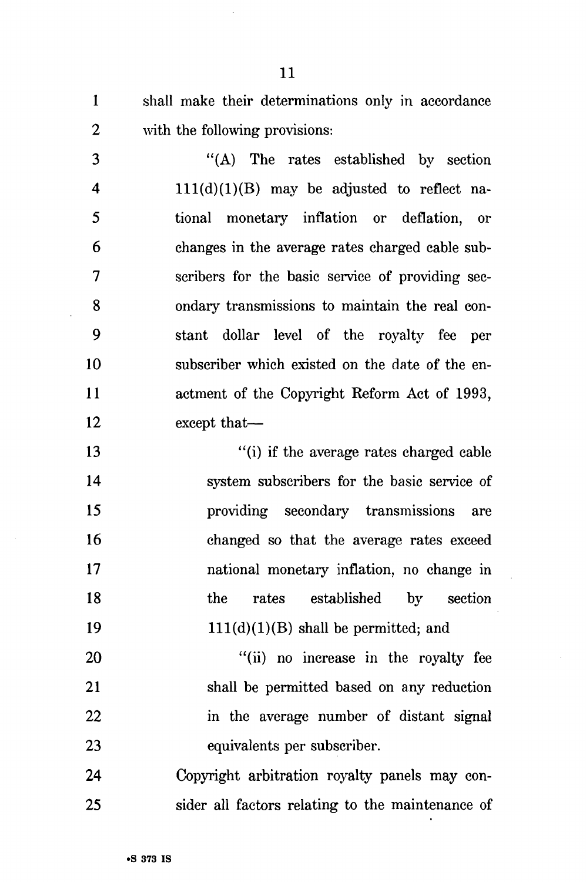shall make their determinations only in accordance with the following provisions:

"(A) The rates established by section 111(d)(1)(B) may be adjusted to reflect national monetary inflation or deflation, or changes in the average rates charged cable subscribers for the basic service of providing secondary transmissions to maintain the real constant dollar level of the royalty fee per subscriber which existed on the date of the enactment of the Copyright Reform Act of 1993, except that—

"(i) if the average rates charged cable system subscribers for the basic service of providing secondary transmissions are changed so that the average rates exceed national monetary inflation, no change in the rates established by section 111(d)(1)(B) shall be permitted; and

"(ii) no increase in the royalty fee shall be permitted based on any reduction in the average number of distant signal equivalents per subscriber.

Copyright arbitration royalty panels may consider all factors relating to the maintenance of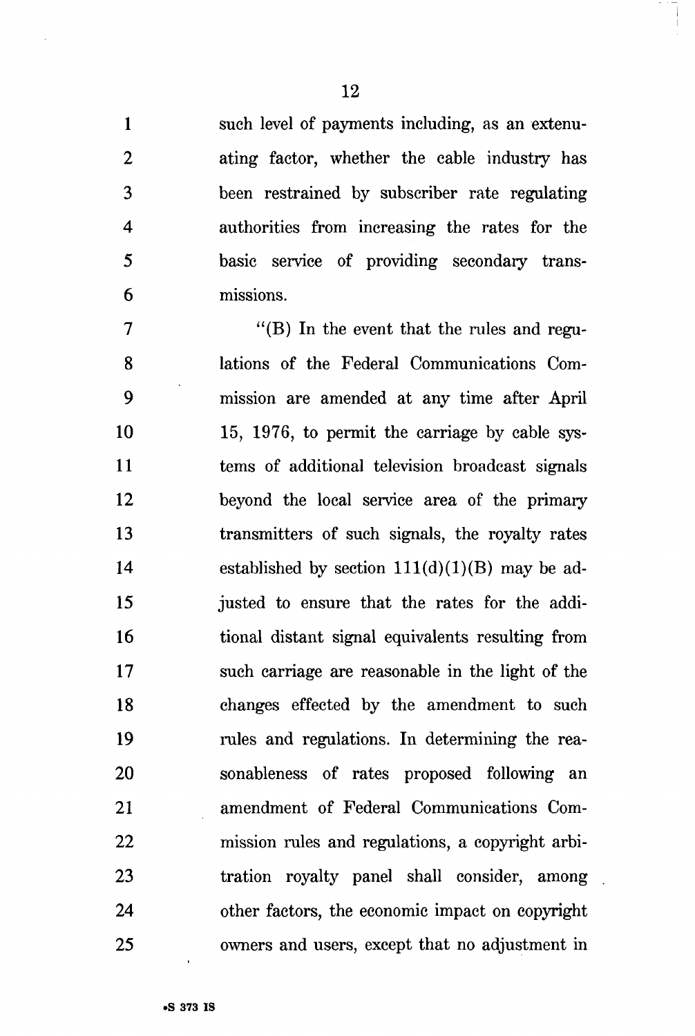such level of payments including, as an extenuating factor, whether the cable industry has been restrained by subscriber rate regulating authorities from increasing the rates for the basic service of providing secondary transmissions.

"(B) In the event that the rules and regulations of the Federal Communications Commission are amended at any time after April 15, 1976, to permit the carriage by cable systems of additional television broadcast signals beyond the local service area of the primary transmitters of such signals, the royalty rates established by section 111(d)(1)(B) may be adjusted to ensure that the rates for the additional distant signal equivalents resulting from such carriage are reasonable in the light of the changes effected by the amendment to such rules and regulations. In determining the reasonableness of rates proposed following an amendment of Federal Communications Commission rules and regulations, a copyright arbitration royalty panel shall consider, among other factors, the economic impact on copyright owners and users, except that no adjustment in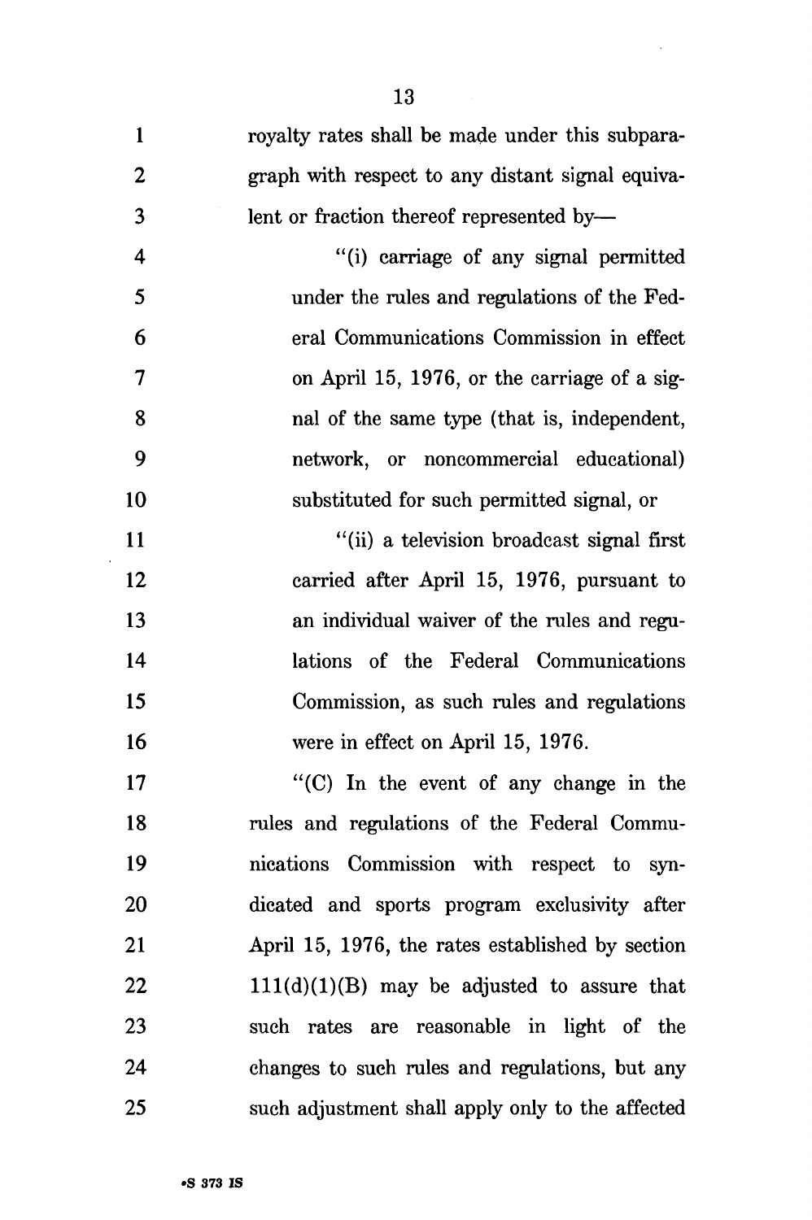royalty rates shall be made under this subparagraph with respect to any distant signal equivalent or fraction thereof represented by—

"(i) carriage of any signal permitted under the rules and regulations of the Federal Communications Commission in effect on April 15, 1976, or the carriage of a signal of the same type (that is, independent, network, or noncommercial educational) substituted for such permitted signal, or

"(ii) a television broadcast signal first carried after April 15, 1976, pursuant to an individual waiver of the rules and regulations of the Federal Communications Commission, as such rules and regulations were in effect on April 15, 1976.

"(C) In the event of any change in the rules and regulations of the Federal Communications Commission with respect to syndicated and sports program exclusivity after April 15, 1976, the rates established by section 111(d)(1)(B) may be adjusted to assure that such rates are reasonable in light of the changes to such rules and regulations, but any such adjustment shall apply only to the affected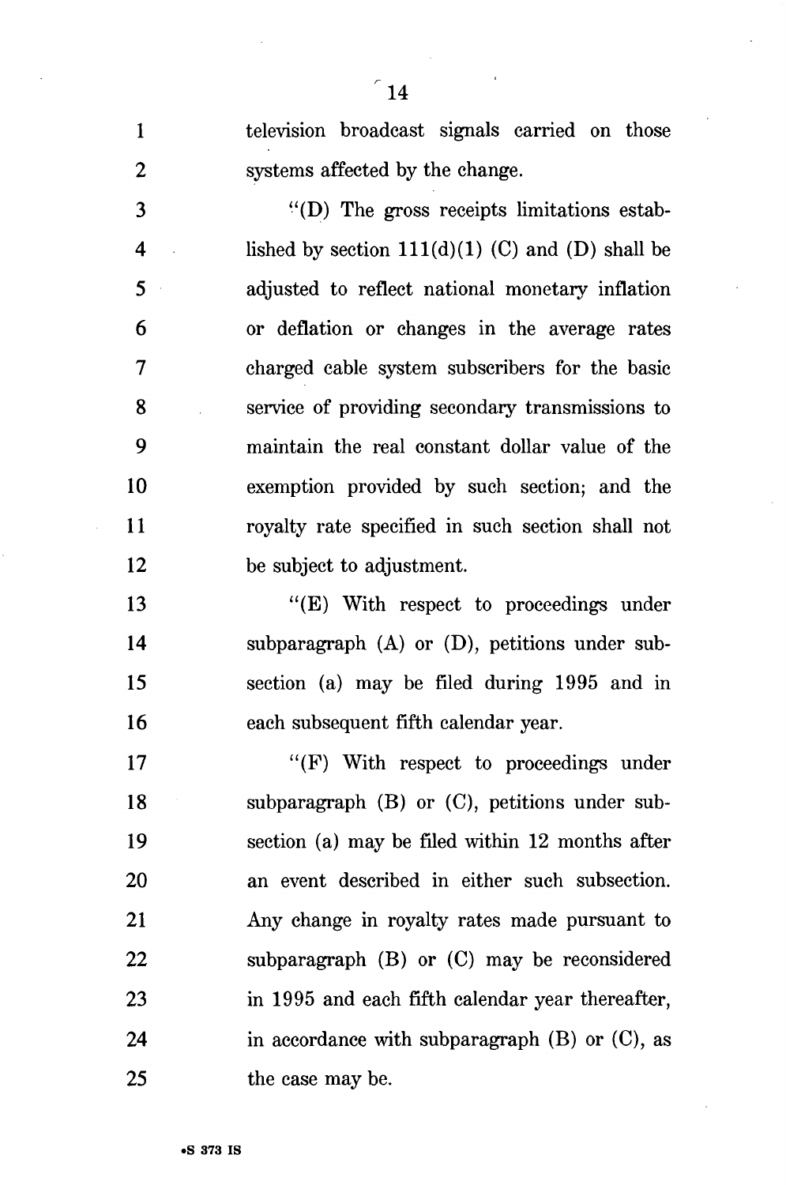television broadcast signals carried on those systems affected by the change.

"(D) The gross receipts limitations established by section 111(d)(1) (C) and (D) shall be adjusted to reflect national monetary inflation or deflation or changes in the average rates charged cable system subscribers for the basic service of providing secondary transmissions to maintain the real constant dollar value of the exemption provided by such section; and the royalty rate specified in such section shall not be subject to adjustment.

"(E) With respect to proceedings under subparagraph (A) or (D), petitions under subsection (a) may be filed during 1995 and in each subsequent fifth calendar year.

"(F) With respect to proceedings under subparagraph (B) or (C), petitions under subsection (a) may be filed within 12 months after an event described in either such subsection. Any change in royalty rates made pursuant to subparagraph (B) or (C) may be reconsidered in 1995 and each fifth calendar year thereafter, in accordance with subparagraph (B) or (C), as the case may be.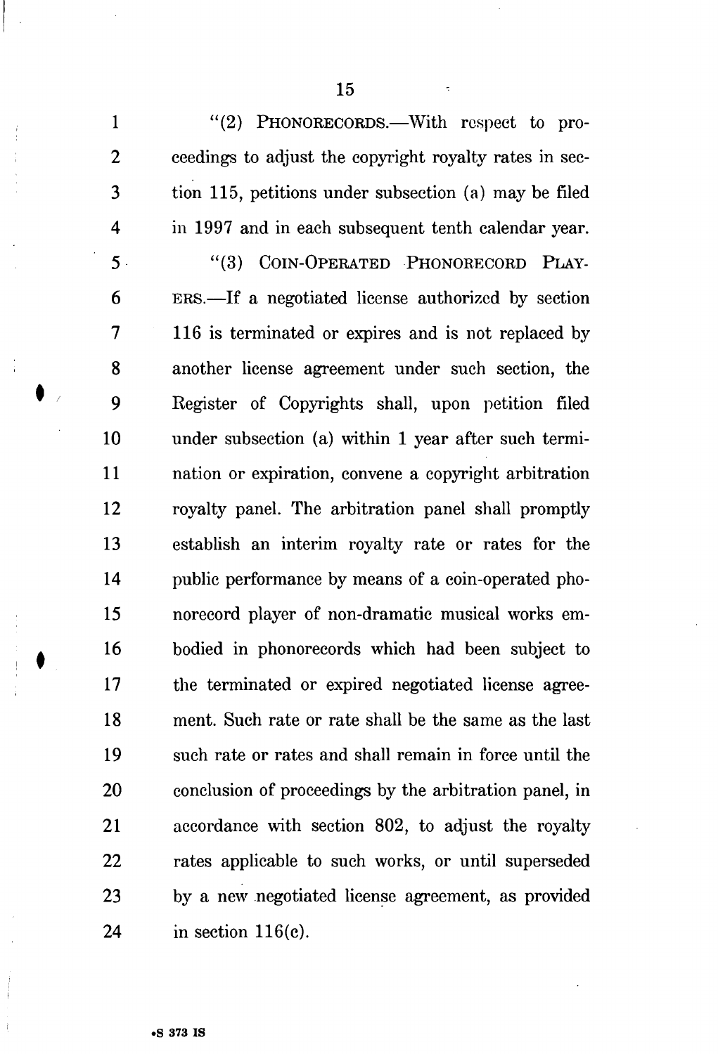"(2) PHONORECORDS.—With respect to proceedings to adjust the copyright royalty rates in section 115, petitions under subsection (a) may be filed in 1997 and in each subsequent tenth calendar year.

"(3) COIN-OPERATED PHONORECORD PLAYERS.—If a negotiated license authorized by section 116 is terminated or expires and is not replaced by another license agreement under such section, the Register of Copyrights shall, upon petition filed under subsection (a) within 1 year after such termination or expiration, convene a copyright arbitration royalty panel. The arbitration panel shall promptly establish an interim royalty rate or rates for the public performance by means of a coin-operated phonorecord player of non-dramatic musical works embodied in phonorecords which had been subject to the terminated or expired negotiated license agreement. Such rate or rate shall be the same as the last such rate or rates and shall remain in force until the conclusion of proceedings by the arbitration panel, in accordance with section 802, to adjust the royalty rates applicable to such works, or until superseded by a new negotiated license agreement, as provided in section 116(c).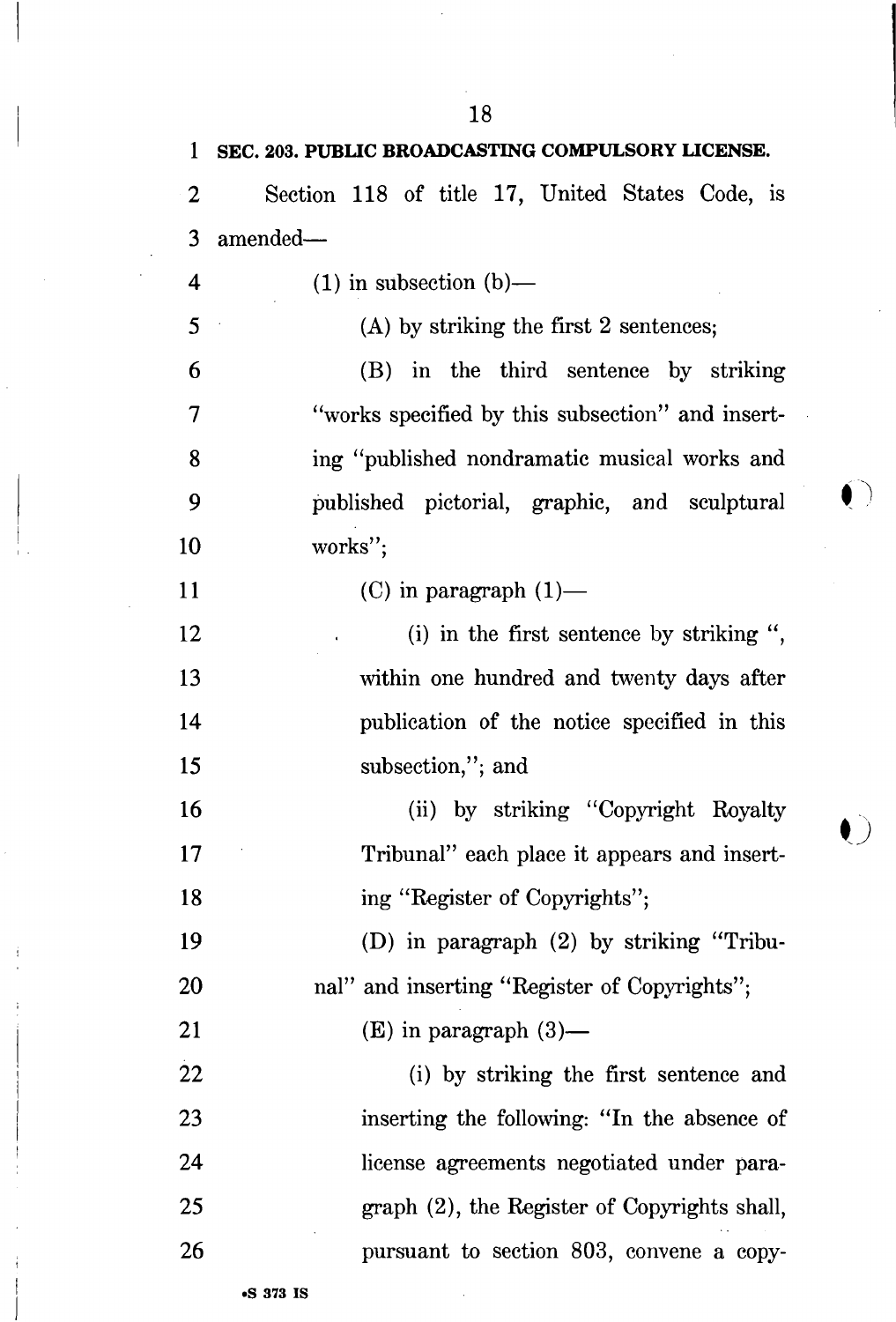**SEC. 203. PUBLIC BROADCASTING COMPULSORY LICENSE.**

Section 118 of title 17, United States Code, is amended—

(1) in subsection (b)—

(A) by striking the first 2 sentences;

(B) in the third sentence by striking "works specified by this subsection" and inserting "published nondramatic musical works and published pictorial, graphic, and sculptural works";

(C) in paragraph (1)—

(i) in the first sentence by striking ", within one hundred and twenty days after publication of the notice specified in this subsection,"; and

(ii) by striking "Copyright Royalty Tribunal" each place it appears and inserting "Register of Copyrights";

(D) in paragraph (2) by striking "Tribunal" and inserting "Register of Copyrights";

(E) in paragraph (3)—

(i) by striking the first sentence and inserting the following: "In the absence of license agreements negotiated under paragraph (2), the Register of Copyrights shall, pursuant to section 803, convene a copy-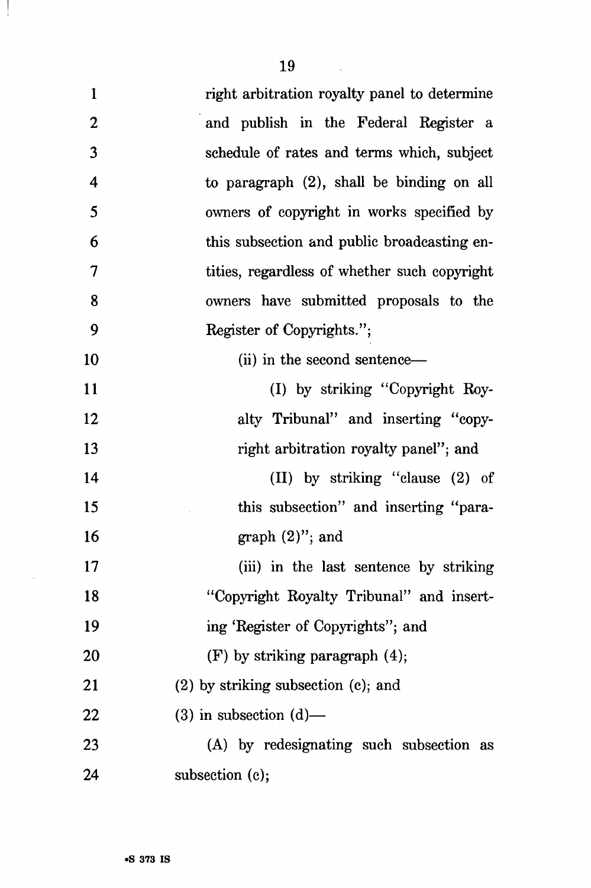right arbitration royalty panel to determine and publish in the Federal Register a schedule of rates and terms which, subject to paragraph (2), shall be binding on all owners of copyright in works specified by this subsection and public broadcasting entities, regardless of whether such copyright owners have submitted proposals to the Register of Copyrights.";

(ii) in the second sentence—

(I) by striking "Copyright Royalty Tribunal" and inserting "copyright arbitration royalty panel"; and

(II) by striking "clause (2) of this subsection" and inserting "paragraph (2)"; and

(iii) in the last sentence by striking "Copyright Royalty Tribunal" and inserting 'Register of Copyrights"; and

(F) by striking paragraph (4);

(2) by striking subsection (c); and

(3) in subsection (d)—

(A) by redesignating such subsection as subsection (c);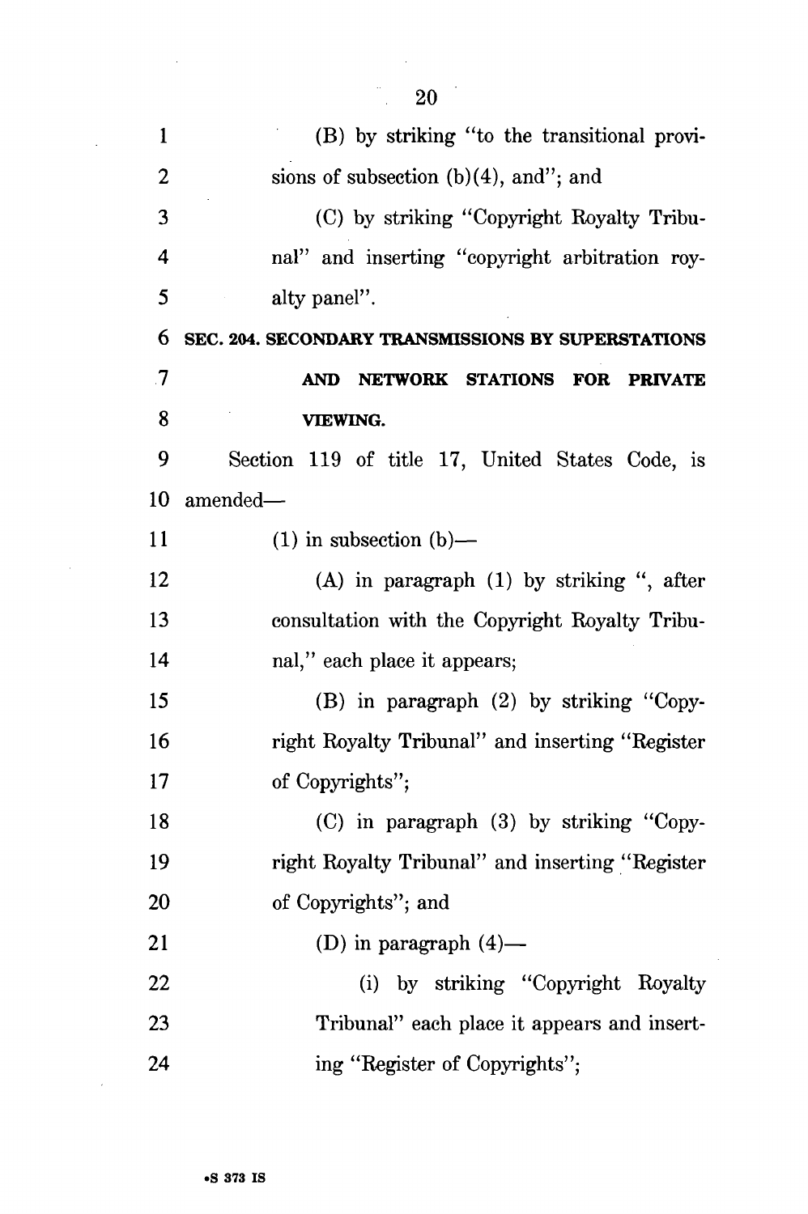(B) by striking "to the transitional provisions of subsection (b)(4), and"; and

(C) by striking "Copyright Royalty Tribunal" and inserting "copyright arbitration royalty panel".

**SEC. 204. SECONDARY TRANSMISSIONS BY SUPERSTATIONS AND NETWORK STATIONS FOR PRIVATE VIEWING.**

Section 119 of title 17, United States Code, is amended—

(1) in subsection (b)—

(A) in paragraph (1) by striking ", after consultation with the Copyright Royalty Tribunal," each place it appears;

(B) in paragraph (2) by striking "Copyright Royalty Tribunal" and inserting "Register of Copyrights";

(C) in paragraph (3) by striking "Copyright Royalty Tribunal" and inserting "Register of Copyrights"; and

(D) in paragraph (4)—

(i) by striking "Copyright Royalty Tribunal" each place it appears and inserting "Register of Copyrights";

•S 373 IS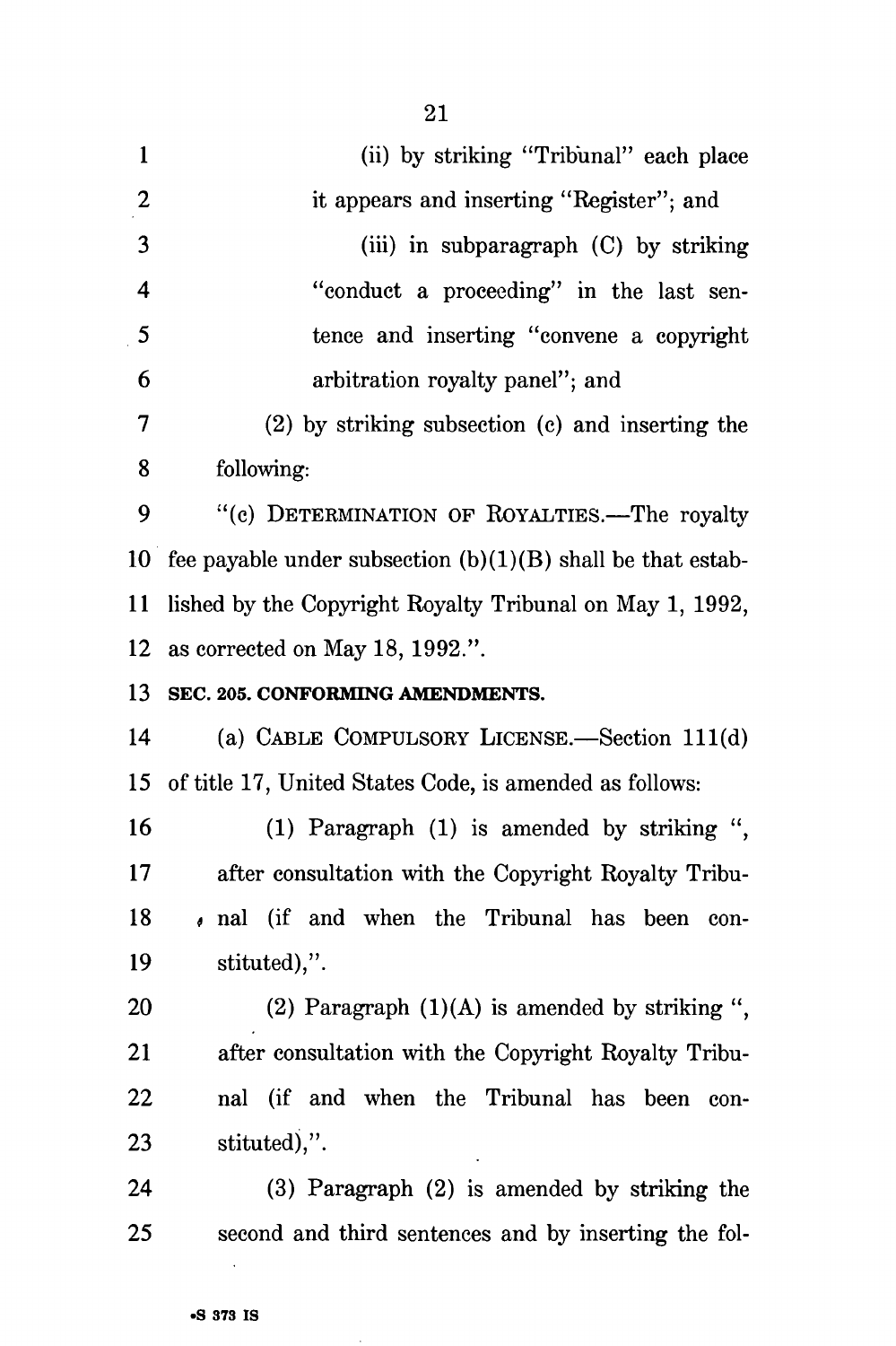(ii) by striking "Tribunal" each place it appears and inserting "Register"; and

(iii) in subparagraph (C) by striking "conduct a proceeding" in the last sentence and inserting "convene a copyright arbitration royalty panel"; and

(2) by striking subsection (c) and inserting the following:

"(c) DETERMINATION OF ROYALTIES.—The royalty fee payable under subsection (b)(1)(B) shall be that established by the Copyright Royalty Tribunal on May 1, 1992, as corrected on May 18, 1992.".

**SEC. 205. CONFORMING AMENDMENTS.**

(a) CABLE COMPULSORY LICENSE.—Section 111(d) of title 17, United States Code, is amended as follows:

(1) Paragraph (1) is amended by striking ", after consultation with the Copyright Royalty Tribunal (if and when the Tribunal has been constituted),".

(2) Paragraph (1)(A) is amended by striking ", after consultation with the Copyright Royalty Tribunal (if and when the Tribunal has been constituted),".

(3) Paragraph (2) is amended by striking the second and third sentences and by inserting the fol-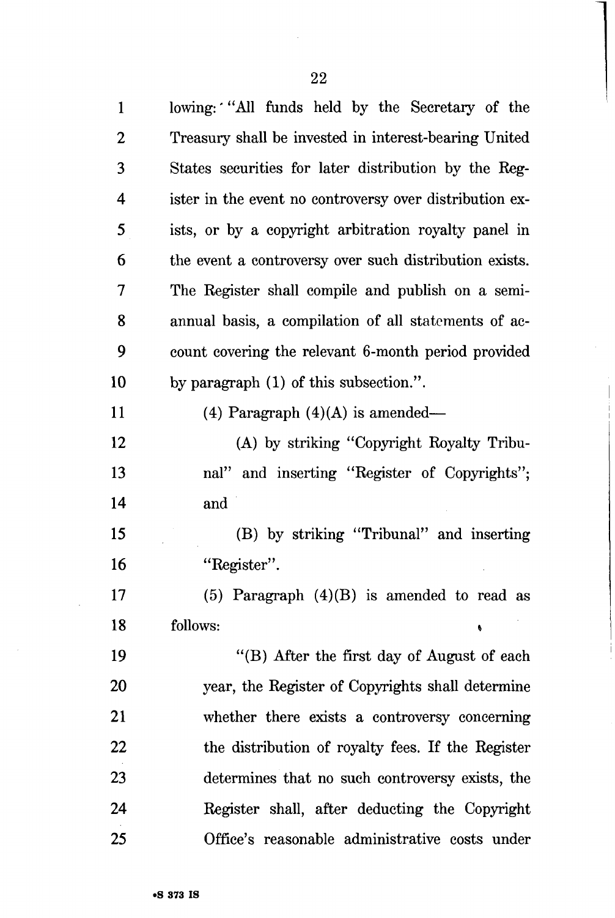lowing: "All funds held by the Secretary of the Treasury shall be invested in interest-bearing United States securities for later distribution by the Register in the event no controversy over distribution exists, or by a copyright arbitration royalty panel in the event a controversy over such distribution exists. The Register shall compile and publish on a semiannual basis, a compilation of all statements of account covering the relevant 6-month period provided by paragraph (1) of this subsection.".

(4) Paragraph (4)(A) is amended—

(A) by striking "Copyright Royalty Tribunal" and inserting "Register of Copyrights"; and

(B) by striking "Tribunal" and inserting "Register".

(5) Paragraph (4)(B) is amended to read as follows:

"(B) After the first day of August of each year, the Register of Copyrights shall determine whether there exists a controversy concerning the distribution of royalty fees. If the Register determines that no such controversy exists, the Register shall, after deducting the Copyright Office's reasonable administrative costs under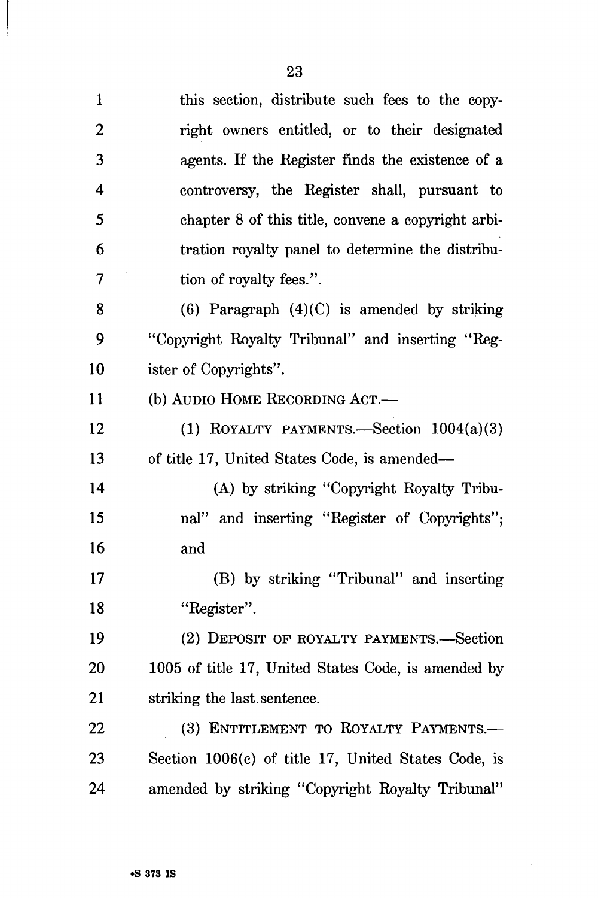this section, distribute such fees to the copyright owners entitled, or to their designated agents. If the Register finds the existence of a controversy, the Register shall, pursuant to chapter 8 of this title, convene a copyright arbitration royalty panel to determine the distribution of royalty fees.".

(6) Paragraph (4)(C) is amended by striking "Copyright Royalty Tribunal" and inserting "Register of Copyrights".

(b) AUDIO HOME RECORDING ACT.—

(1) ROYALTY PAYMENTS.—Section 1004(a)(3) of title 17, United States Code, is amended—

(A) by striking "Copyright Royalty Tribunal" and inserting "Register of Copyrights"; and

(B) by striking "Tribunal" and inserting "Register".

(2) DEPOSIT OF ROYALTY PAYMENTS.—Section 1005 of title 17, United States Code, is amended by striking the last sentence.

(3) ENTITLEMENT TO ROYALTY PAYMENTS.—Section 1006(c) of title 17, United States Code, is amended by striking "Copyright Royalty Tribunal"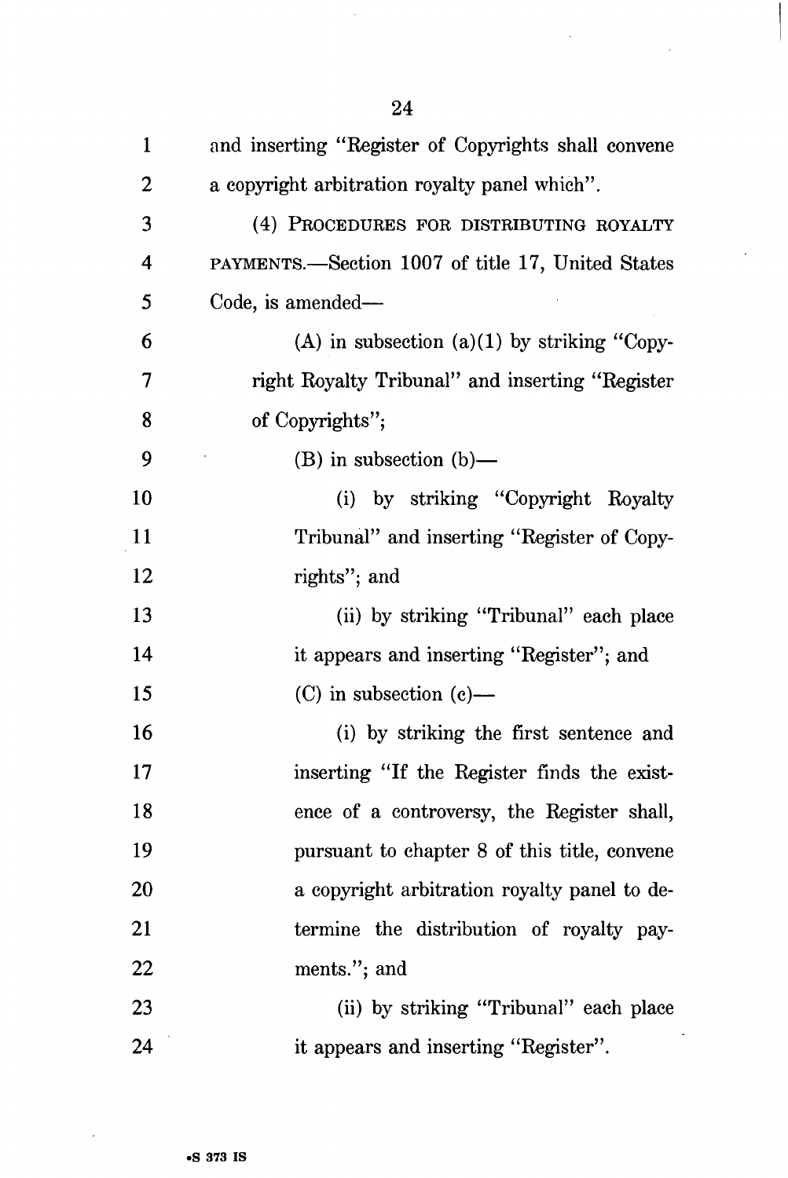and inserting "Register of Copyrights shall convene a copyright arbitration royalty panel which".

(4) PROCEDURES FOR DISTRIBUTING ROYALTY PAYMENTS.—Section 1007 of title 17, United States Code, is amended—

(A) in subsection (a)(1) by striking "Copyright Royalty Tribunal" and inserting "Register of Copyrights";

(B) in subsection (b)—

(i) by striking "Copyright Royalty Tribunal" and inserting "Register of Copyrights"; and

(ii) by striking "Tribunal" each place it appears and inserting "Register"; and

(C) in subsection (c)—

(i) by striking the first sentence and inserting "If the Register finds the existence of a controversy, the Register shall, pursuant to chapter 8 of this title, convene a copyright arbitration royalty panel to determine the distribution of royalty payments."; and

(ii) by striking "Tribunal" each place it appears and inserting "Register".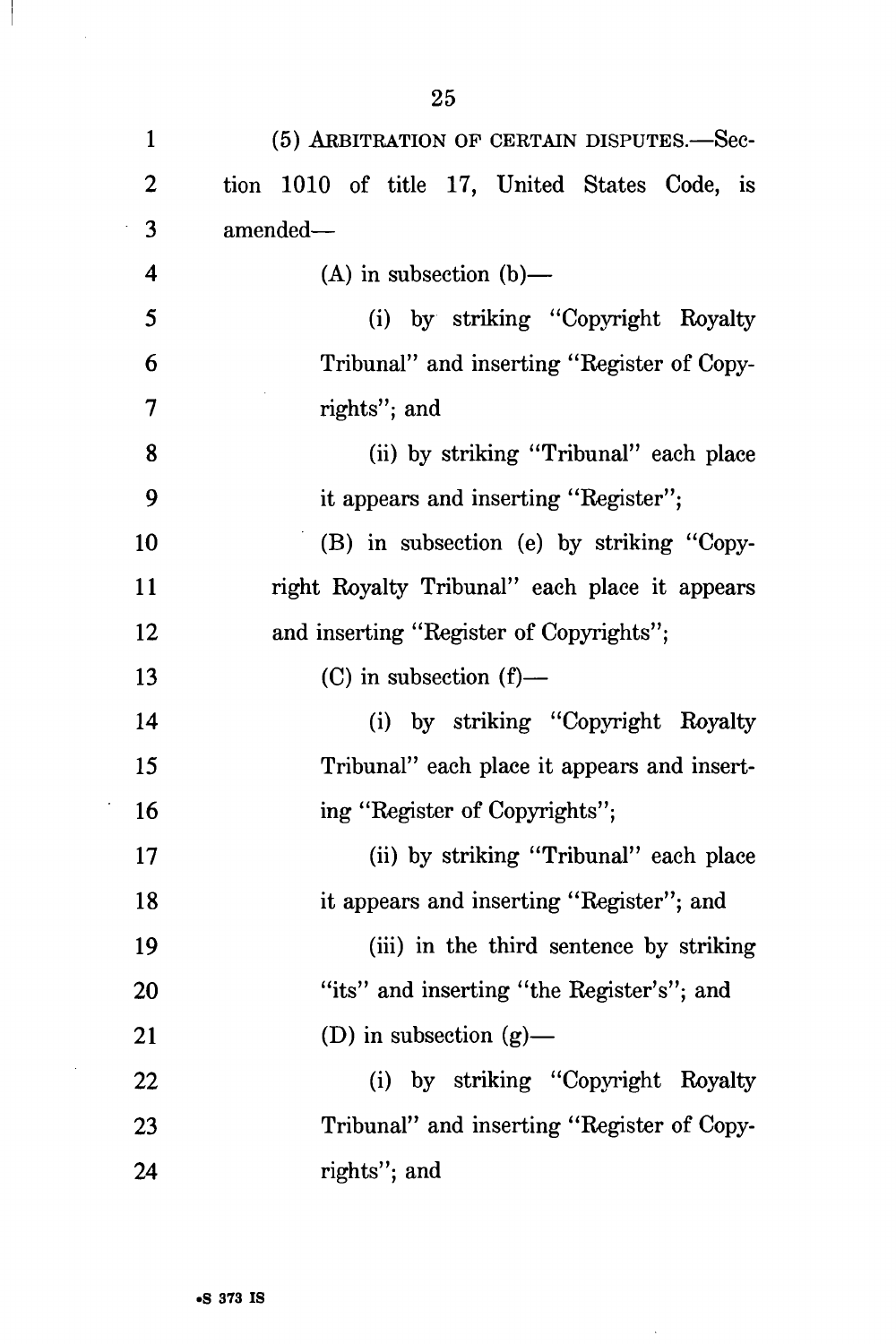(5) ARBITRATION OF CERTAIN DISPUTES.—Section 1010 of title 17, United States Code, is amended—

(A) in subsection (b)—

(i) by striking "Copyright Royalty Tribunal" and inserting "Register of Copyrights"; and

(ii) by striking "Tribunal" each place it appears and inserting "Register";

(B) in subsection (e) by striking "Copyright Royalty Tribunal" each place it appears and inserting "Register of Copyrights";

(C) in subsection (f)—

(i) by striking "Copyright Royalty Tribunal" each place it appears and inserting "Register of Copyrights";

(ii) by striking "Tribunal" each place it appears and inserting "Register"; and

(iii) in the third sentence by striking "its" and inserting "the Register's"; and

(D) in subsection (g)—

(i) by striking "Copyright Royalty Tribunal" and inserting "Register of Copyrights"; and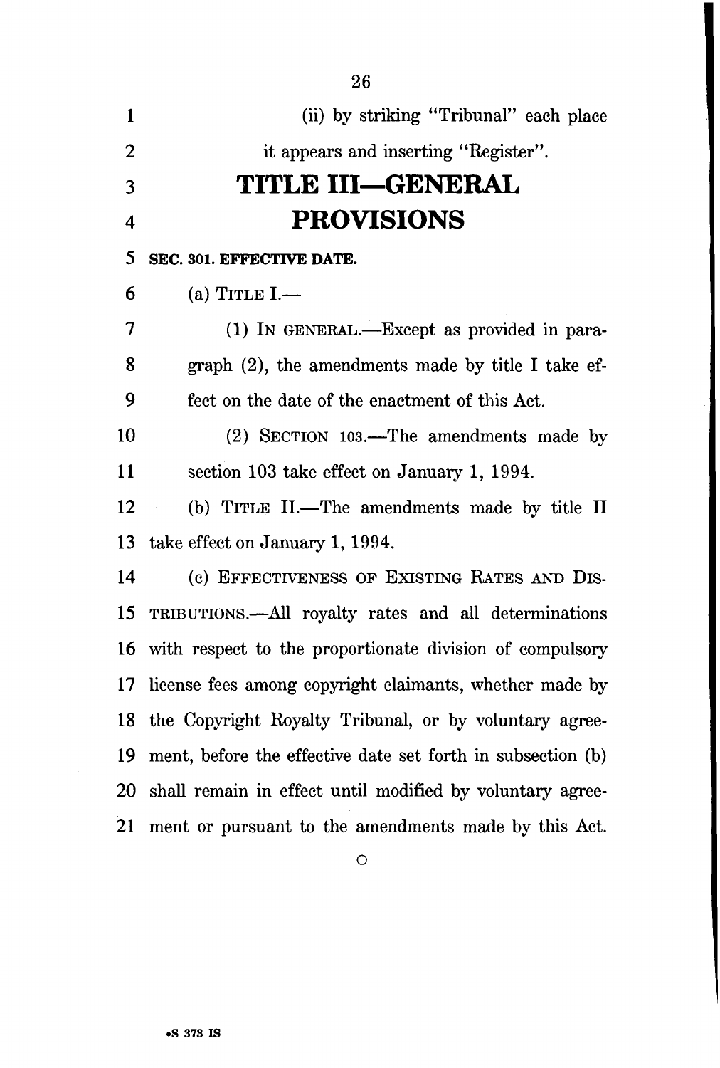(ii) by striking "Tribunal" each place it appears and inserting "Register".

# TITLE III—GENERAL PROVISIONS

**SEC. 301. EFFECTIVE DATE.**

(a) TITLE I.—

(1) IN GENERAL.—Except as provided in paragraph (2), the amendments made by title I take effect on the date of the enactment of this Act.

(2) SECTION 103.—The amendments made by section 103 take effect on January 1, 1994.

(b) TITLE II.—The amendments made by title II take effect on January 1, 1994.

(c) EFFECTIVENESS OF EXISTING RATES AND DISTRIBUTIONS.—All royalty rates and all determinations with respect to the proportionate division of compulsory license fees among copyright claimants, whether made by the Copyright Royalty Tribunal, or by voluntary agreement, before the effective date set forth in subsection (b) shall remain in effect until modified by voluntary agreement or pursuant to the amendments made by this Act.

○